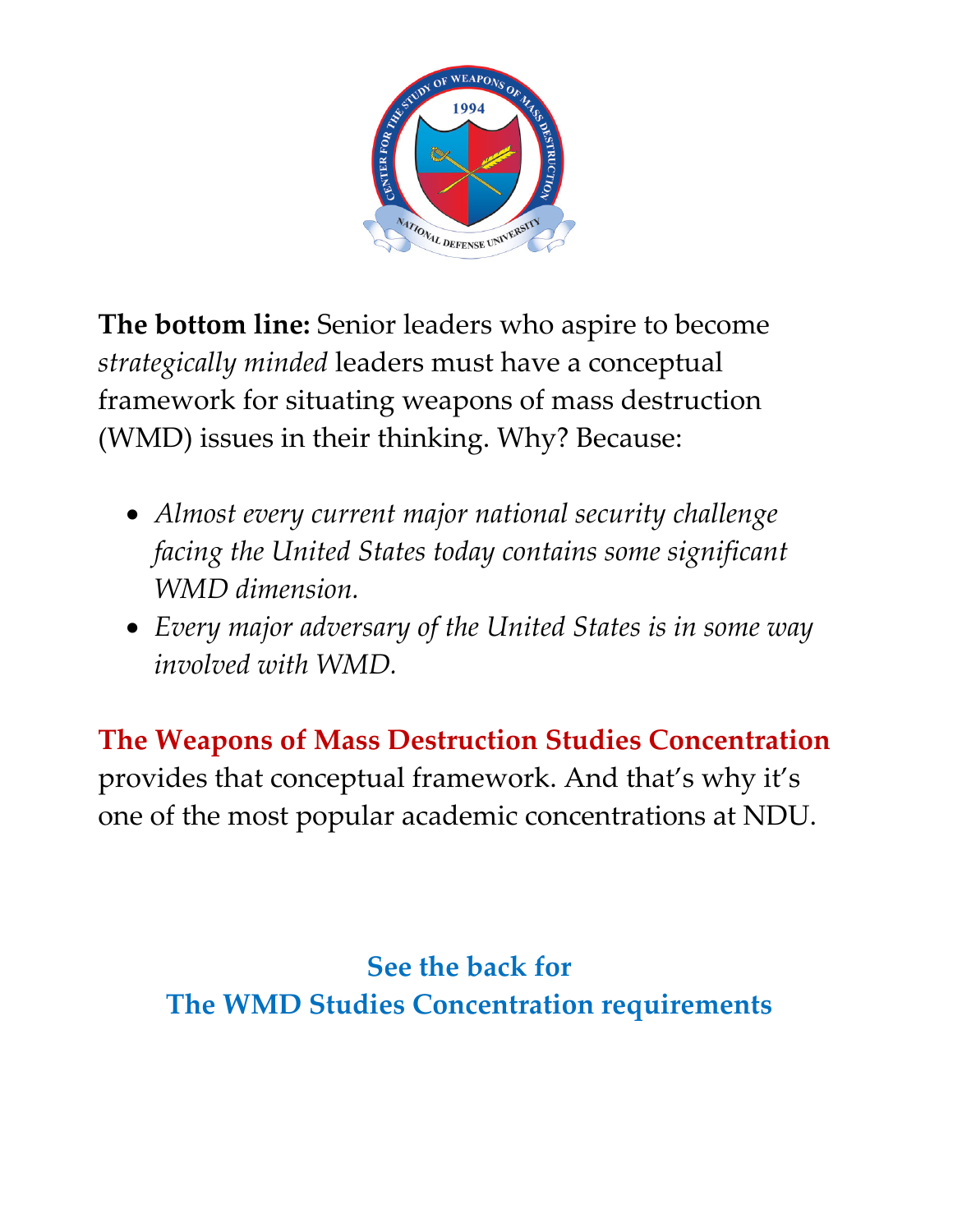**The bottom line:** Senior leaders who aspire to become *strategically minded* leaders must have a conceptual framework for situating weapons of mass destruction (WMD) issues in their thinking. Why? Because:

- *Almost every current major national security challenge facing the United States today contains some significant WMD dimension.*
- *Every major adversary of the United States is in some way involved with WMD.*

**The Weapons of Mass Destruction Studies Concentration** provides that conceptual framework. And that's why it's one of the most popular academic concentrations at NDU.

**See the back for**
**The WMD Studies Concentration requirements**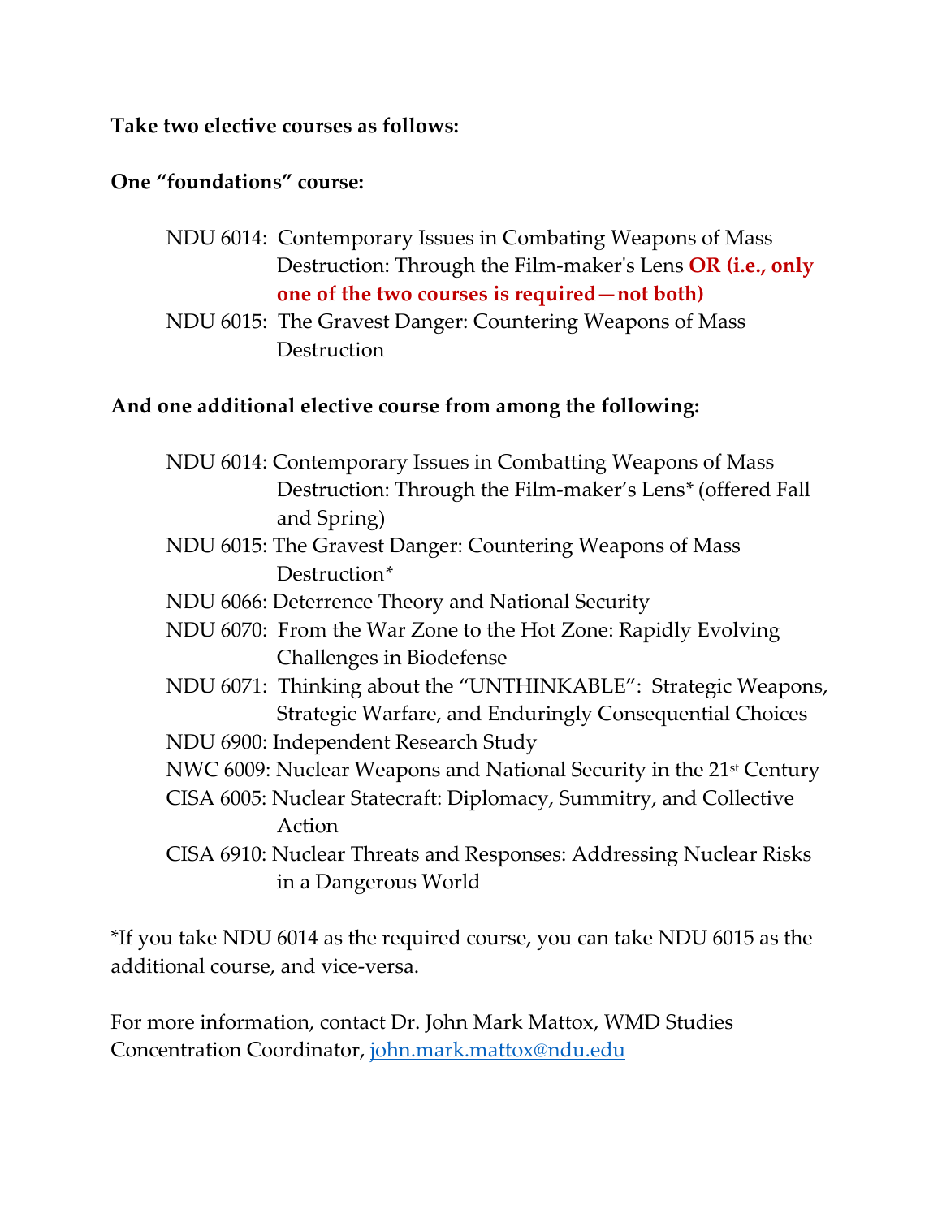**Take two elective courses as follows:**

**One "foundations" course:**

NDU 6014: Contemporary Issues in Combating Weapons of Mass Destruction: Through the Film-maker's Lens **OR (i.e., only one of the two courses is required—not both)**
NDU 6015: The Gravest Danger: Countering Weapons of Mass Destruction

**And one additional elective course from among the following:**

NDU 6014: Contemporary Issues in Combatting Weapons of Mass Destruction: Through the Film-maker's Lens* (offered Fall and Spring)
NDU 6015: The Gravest Danger: Countering Weapons of Mass Destruction*
NDU 6066: Deterrence Theory and National Security
NDU 6070: From the War Zone to the Hot Zone: Rapidly Evolving Challenges in Biodefense
NDU 6071: Thinking about the "UNTHINKABLE": Strategic Weapons, Strategic Warfare, and Enduringly Consequential Choices
NDU 6900: Independent Research Study
NWC 6009: Nuclear Weapons and National Security in the 21st Century
CISA 6005: Nuclear Statecraft: Diplomacy, Summitry, and Collective Action
CISA 6910: Nuclear Threats and Responses: Addressing Nuclear Risks in a Dangerous World

*If you take NDU 6014 as the required course, you can take NDU 6015 as the additional course, and vice-versa.

For more information, contact Dr. John Mark Mattox, WMD Studies Concentration Coordinator, john.mark.mattox@ndu.edu